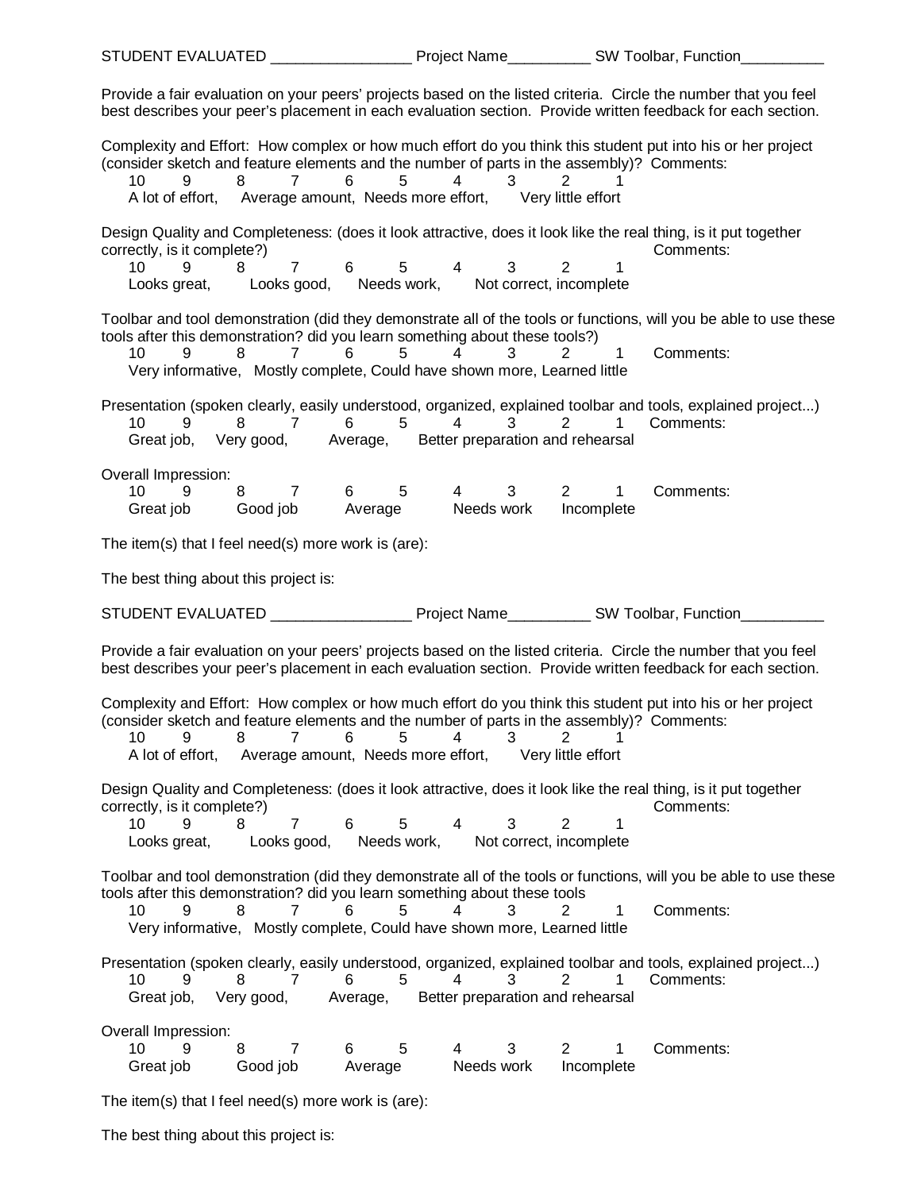STUDENT EVALUATED _________________ Project Name__________ SW Toolbar, Function__________

Provide a fair evaluation on your peers' projects based on the listed criteria. Circle the number that you feel best describes your peer's placement in each evaluation section. Provide written feedback for each section.

Complexity and Effort: How complex or how much effort do you think this student put into his or her project (consider sketch and feature elements and the number of parts in the assembly)? Comments:

10 9 8 7 6 5 4 3 2 1

A lot of effort, Average amount, Needs more effort, Very little effort

Design Quality and Completeness: (does it look attractive, does it look like the real thing, is it put together correctly, is it complete?) Comments:

10 9 8 7 6 5 4 3 2 1

Looks great, Looks good, Needs work, Not correct, incomplete

Toolbar and tool demonstration (did they demonstrate all of the tools or functions, will you be able to use these tools after this demonstration? did you learn something about these tools?)

10 9 8 7 6 5 4 3 2 1 Comments:

Very informative, Mostly complete, Could have shown more, Learned little

Presentation (spoken clearly, easily understood, organized, explained toolbar and tools, explained project...)

10 9 8 7 6 5 4 3 2 1 Comments:

Great job, Very good, Average, Better preparation and rehearsal

Overall Impression:

10 9 8 7 6 5 4 3 2 1 Comments:

Great job Good job Average Needs work Incomplete

The item(s) that I feel need(s) more work is (are):

The best thing about this project is:

STUDENT EVALUATED _________________ Project Name__________ SW Toolbar, Function__________

Provide a fair evaluation on your peers' projects based on the listed criteria. Circle the number that you feel best describes your peer's placement in each evaluation section. Provide written feedback for each section.

Complexity and Effort: How complex or how much effort do you think this student put into his or her project (consider sketch and feature elements and the number of parts in the assembly)? Comments:

10 9 8 7 6 5 4 3 2 1

A lot of effort, Average amount, Needs more effort, Very little effort

Design Quality and Completeness: (does it look attractive, does it look like the real thing, is it put together correctly, is it complete?) Comments:

10 9 8 7 6 5 4 3 2 1

Looks great, Looks good, Needs work, Not correct, incomplete

Toolbar and tool demonstration (did they demonstrate all of the tools or functions, will you be able to use these tools after this demonstration? did you learn something about these tools

10 9 8 7 6 5 4 3 2 1 Comments:

Very informative, Mostly complete, Could have shown more, Learned little

Presentation (spoken clearly, easily understood, organized, explained toolbar and tools, explained project...)

10 9 8 7 6 5 4 3 2 1 Comments:

Great job, Very good, Average, Better preparation and rehearsal

Overall Impression:

10 9 8 7 6 5 4 3 2 1 Comments:

Great job Good job Average Needs work Incomplete

The item(s) that I feel need(s) more work is (are):

The best thing about this project is: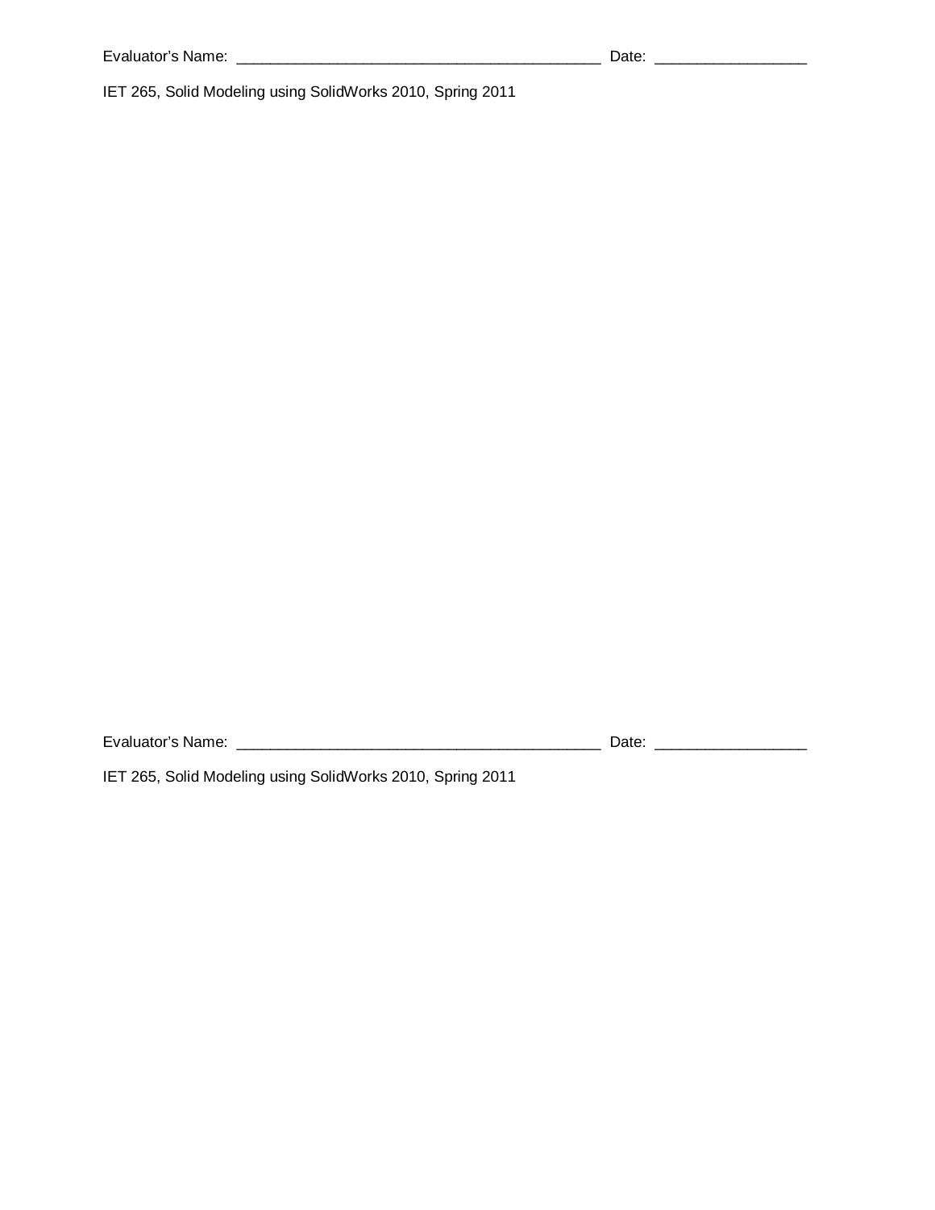Evaluator's Name: ___________________________________________ Date: _________________

IET 265, Solid Modeling using SolidWorks 2010, Spring 2011

Evaluator's Name: ___________________________________________ Date: _________________

IET 265, Solid Modeling using SolidWorks 2010, Spring 2011